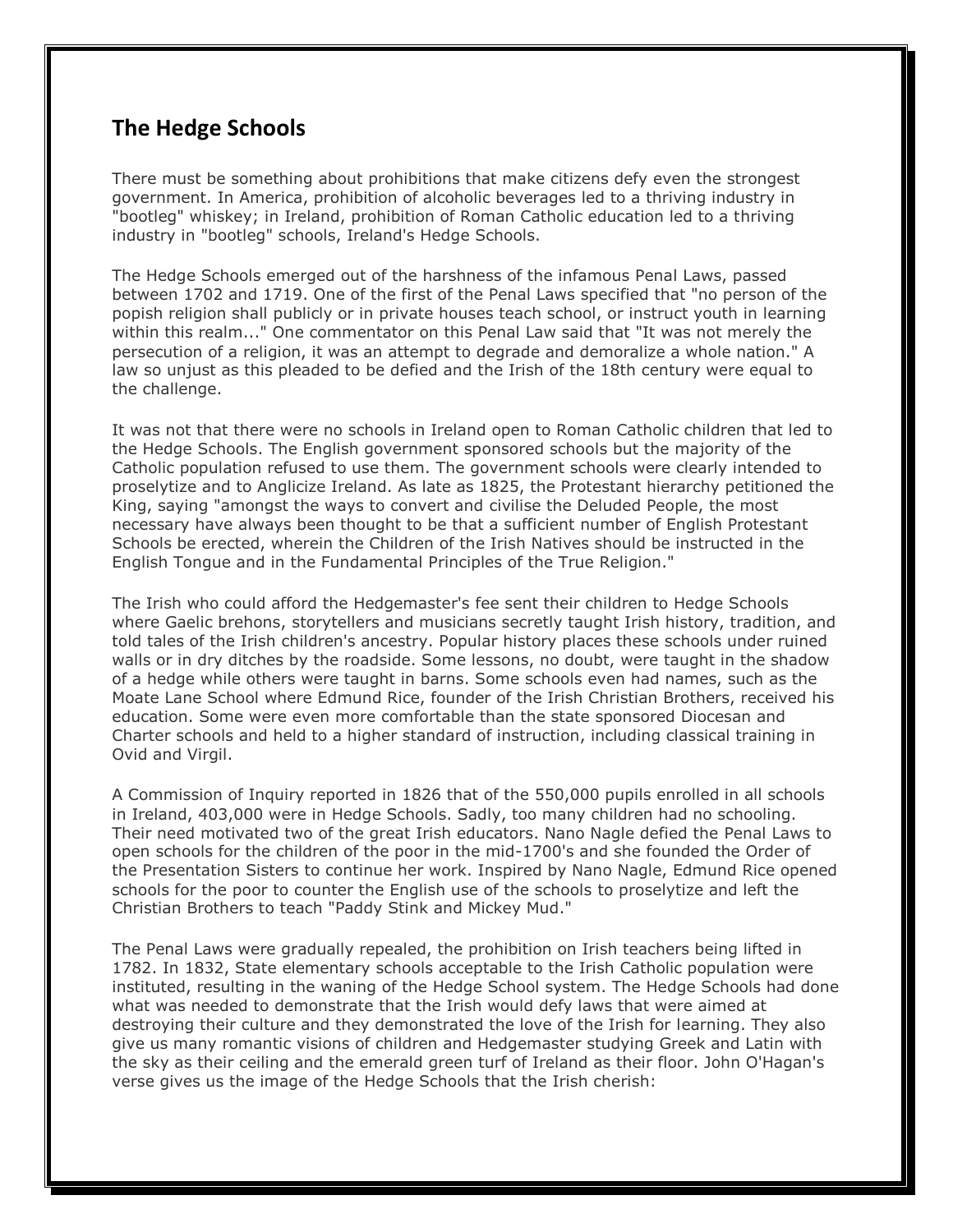## The Hedge Schools

There must be something about prohibitions that make citizens defy even the strongest government. In America, prohibition of alcoholic beverages led to a thriving industry in "bootleg" whiskey; in Ireland, prohibition of Roman Catholic education led to a thriving industry in "bootleg" schools, Ireland's Hedge Schools.

The Hedge Schools emerged out of the harshness of the infamous Penal Laws, passed between 1702 and 1719. One of the first of the Penal Laws specified that "no person of the popish religion shall publicly or in private houses teach school, or instruct youth in learning within this realm..." One commentator on this Penal Law said that "It was not merely the persecution of a religion, it was an attempt to degrade and demoralize a whole nation." A law so unjust as this pleaded to be defied and the Irish of the 18th century were equal to the challenge.

It was not that there were no schools in Ireland open to Roman Catholic children that led to the Hedge Schools. The English government sponsored schools but the majority of the Catholic population refused to use them. The government schools were clearly intended to proselytize and to Anglicize Ireland. As late as 1825, the Protestant hierarchy petitioned the King, saying "amongst the ways to convert and civilise the Deluded People, the most necessary have always been thought to be that a sufficient number of English Protestant Schools be erected, wherein the Children of the Irish Natives should be instructed in the English Tongue and in the Fundamental Principles of the True Religion."

The Irish who could afford the Hedgemaster's fee sent their children to Hedge Schools where Gaelic brehons, storytellers and musicians secretly taught Irish history, tradition, and told tales of the Irish children's ancestry. Popular history places these schools under ruined walls or in dry ditches by the roadside. Some lessons, no doubt, were taught in the shadow of a hedge while others were taught in barns. Some schools even had names, such as the Moate Lane School where Edmund Rice, founder of the Irish Christian Brothers, received his education. Some were even more comfortable than the state sponsored Diocesan and Charter schools and held to a higher standard of instruction, including classical training in Ovid and Virgil.

A Commission of Inquiry reported in 1826 that of the 550,000 pupils enrolled in all schools in Ireland, 403,000 were in Hedge Schools. Sadly, too many children had no schooling. Their need motivated two of the great Irish educators. Nano Nagle defied the Penal Laws to open schools for the children of the poor in the mid-1700's and she founded the Order of the Presentation Sisters to continue her work. Inspired by Nano Nagle, Edmund Rice opened schools for the poor to counter the English use of the schools to proselytize and left the Christian Brothers to teach "Paddy Stink and Mickey Mud."

The Penal Laws were gradually repealed, the prohibition on Irish teachers being lifted in 1782. In 1832, State elementary schools acceptable to the Irish Catholic population were instituted, resulting in the waning of the Hedge School system. The Hedge Schools had done what was needed to demonstrate that the Irish would defy laws that were aimed at destroying their culture and they demonstrated the love of the Irish for learning. They also give us many romantic visions of children and Hedgemaster studying Greek and Latin with the sky as their ceiling and the emerald green turf of Ireland as their floor. John O'Hagan's verse gives us the image of the Hedge Schools that the Irish cherish: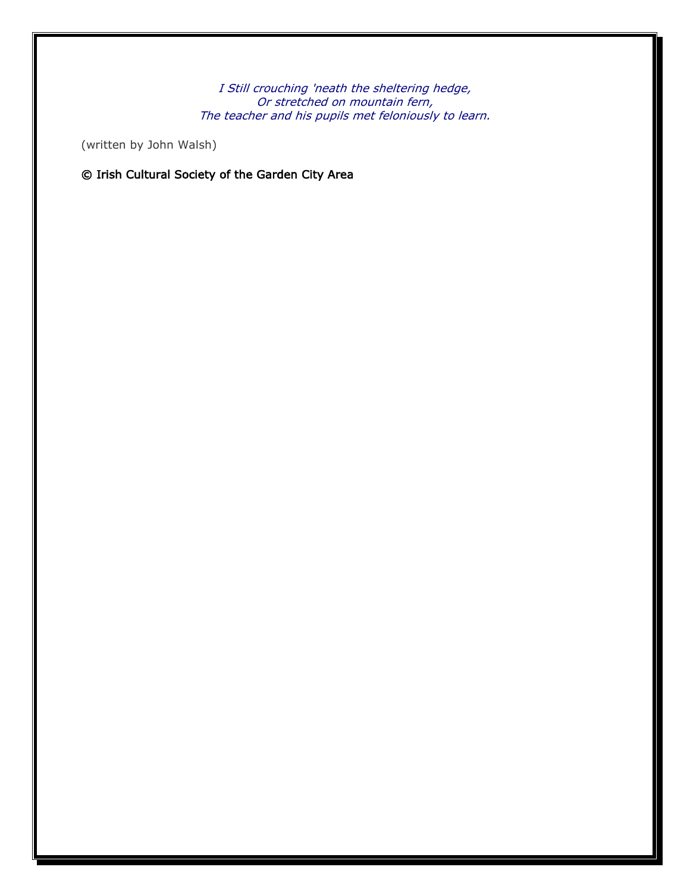*I Still crouching 'neath the sheltering hedge,*  
*Or stretched on mountain fern,*  
*The teacher and his pupils met feloniously to learn.*

(written by John Walsh)

© Irish Cultural Society of the Garden City Area